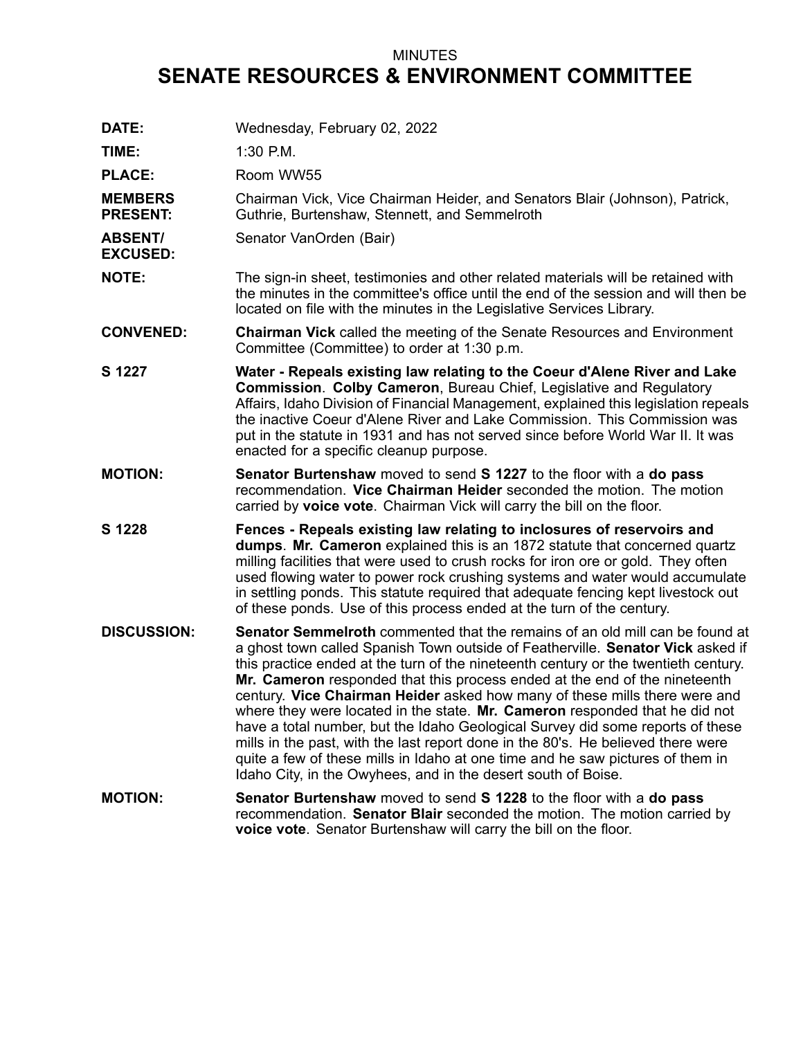MINUTES

# SENATE RESOURCES & ENVIRONMENT COMMITTEE

**DATE:** Wednesday, February 02, 2022

**TIME:** 1:30 P.M.

**PLACE:** Room WW55

**MEMBERS PRESENT:** Chairman Vick, Vice Chairman Heider, and Senators Blair (Johnson), Patrick, Guthrie, Burtenshaw, Stennett, and Semmelroth

**ABSENT/ EXCUSED:** Senator VanOrden (Bair)

**NOTE:** The sign-in sheet, testimonies and other related materials will be retained with the minutes in the committee's office until the end of the session and will then be located on file with the minutes in the Legislative Services Library.

**CONVENED:** **Chairman Vick** called the meeting of the Senate Resources and Environment Committee (Committee) to order at 1:30 p.m.

**S 1227** **Water - Repeals existing law relating to the Coeur d'Alene River and Lake Commission**. **Colby Cameron**, Bureau Chief, Legislative and Regulatory Affairs, Idaho Division of Financial Management, explained this legislation repeals the inactive Coeur d'Alene River and Lake Commission. This Commission was put in the statute in 1931 and has not served since before World War II. It was enacted for a specific cleanup purpose.

**MOTION:** **Senator Burtenshaw** moved to send **S 1227** to the floor with a **do pass** recommendation. **Vice Chairman Heider** seconded the motion. The motion carried by **voice vote**. Chairman Vick will carry the bill on the floor.

**S 1228** **Fences - Repeals existing law relating to inclosures of reservoirs and dumps**. **Mr. Cameron** explained this is an 1872 statute that concerned quartz milling facilities that were used to crush rocks for iron ore or gold. They often used flowing water to power rock crushing systems and water would accumulate in settling ponds. This statute required that adequate fencing kept livestock out of these ponds. Use of this process ended at the turn of the century.

**DISCUSSION:** **Senator Semmelroth** commented that the remains of an old mill can be found at a ghost town called Spanish Town outside of Featherville. **Senator Vick** asked if this practice ended at the turn of the nineteenth century or the twentieth century. **Mr. Cameron** responded that this process ended at the end of the nineteenth century. **Vice Chairman Heider** asked how many of these mills there were and where they were located in the state. **Mr. Cameron** responded that he did not have a total number, but the Idaho Geological Survey did some reports of these mills in the past, with the last report done in the 80's. He believed there were quite a few of these mills in Idaho at one time and he saw pictures of them in Idaho City, in the Owyhees, and in the desert south of Boise.

**MOTION:** **Senator Burtenshaw** moved to send **S 1228** to the floor with a **do pass** recommendation. **Senator Blair** seconded the motion. The motion carried by **voice vote**. Senator Burtenshaw will carry the bill on the floor.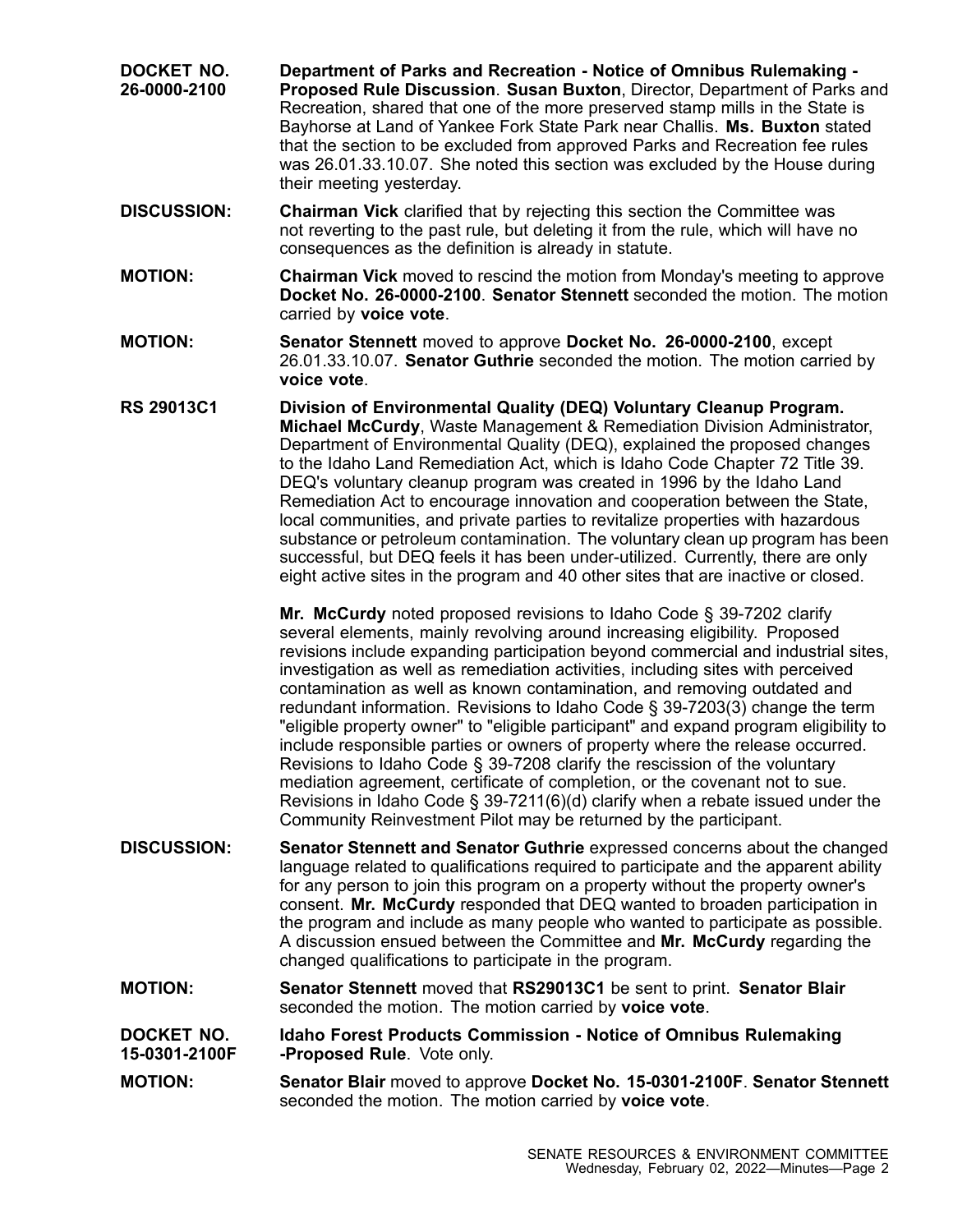**DOCKET NO. 26-0000-2100** **Department of Parks and Recreation - Notice of Omnibus Rulemaking - Proposed Rule Discussion**. **Susan Buxton**, Director, Department of Parks and Recreation, shared that one of the more preserved stamp mills in the State is Bayhorse at Land of Yankee Fork State Park near Challis. **Ms. Buxton** stated that the section to be excluded from approved Parks and Recreation fee rules was 26.01.33.10.07. She noted this section was excluded by the House during their meeting yesterday.

**DISCUSSION:** **Chairman Vick** clarified that by rejecting this section the Committee was not reverting to the past rule, but deleting it from the rule, which will have no consequences as the definition is already in statute.

**MOTION:** **Chairman Vick** moved to rescind the motion from Monday's meeting to approve **Docket No. 26-0000-2100**. **Senator Stennett** seconded the motion. The motion carried by **voice vote**.

**MOTION:** **Senator Stennett** moved to approve **Docket No. 26-0000-2100**, except 26.01.33.10.07. **Senator Guthrie** seconded the motion. The motion carried by **voice vote**.

**RS 29013C1** **Division of Environmental Quality (DEQ) Voluntary Cleanup Program. Michael McCurdy**, Waste Management & Remediation Division Administrator, Department of Environmental Quality (DEQ), explained the proposed changes to the Idaho Land Remediation Act, which is Idaho Code Chapter 72 Title 39. DEQ's voluntary cleanup program was created in 1996 by the Idaho Land Remediation Act to encourage innovation and cooperation between the State, local communities, and private parties to revitalize properties with hazardous substance or petroleum contamination. The voluntary clean up program has been successful, but DEQ feels it has been under-utilized. Currently, there are only eight active sites in the program and 40 other sites that are inactive or closed.

**Mr. McCurdy** noted proposed revisions to Idaho Code § 39-7202 clarify several elements, mainly revolving around increasing eligibility. Proposed revisions include expanding participation beyond commercial and industrial sites, investigation as well as remediation activities, including sites with perceived contamination as well as known contamination, and removing outdated and redundant information. Revisions to Idaho Code § 39-7203(3) change the term "eligible property owner" to "eligible participant" and expand program eligibility to include responsible parties or owners of property where the release occurred. Revisions to Idaho Code § 39-7208 clarify the rescission of the voluntary mediation agreement, certificate of completion, or the covenant not to sue. Revisions in Idaho Code § 39-7211(6)(d) clarify when a rebate issued under the Community Reinvestment Pilot may be returned by the participant.

**DISCUSSION:** **Senator Stennett and Senator Guthrie** expressed concerns about the changed language related to qualifications required to participate and the apparent ability for any person to join this program on a property without the property owner's consent. **Mr. McCurdy** responded that DEQ wanted to broaden participation in the program and include as many people who wanted to participate as possible. A discussion ensued between the Committee and **Mr. McCurdy** regarding the changed qualifications to participate in the program.

**MOTION:** **Senator Stennett** moved that **RS29013C1** be sent to print. **Senator Blair** seconded the motion. The motion carried by **voice vote**.

**DOCKET NO. 15-0301-2100F** **Idaho Forest Products Commission - Notice of Omnibus Rulemaking -Proposed Rule**. Vote only.

**MOTION:** **Senator Blair** moved to approve **Docket No. 15-0301-2100F**. **Senator Stennett** seconded the motion. The motion carried by **voice vote**.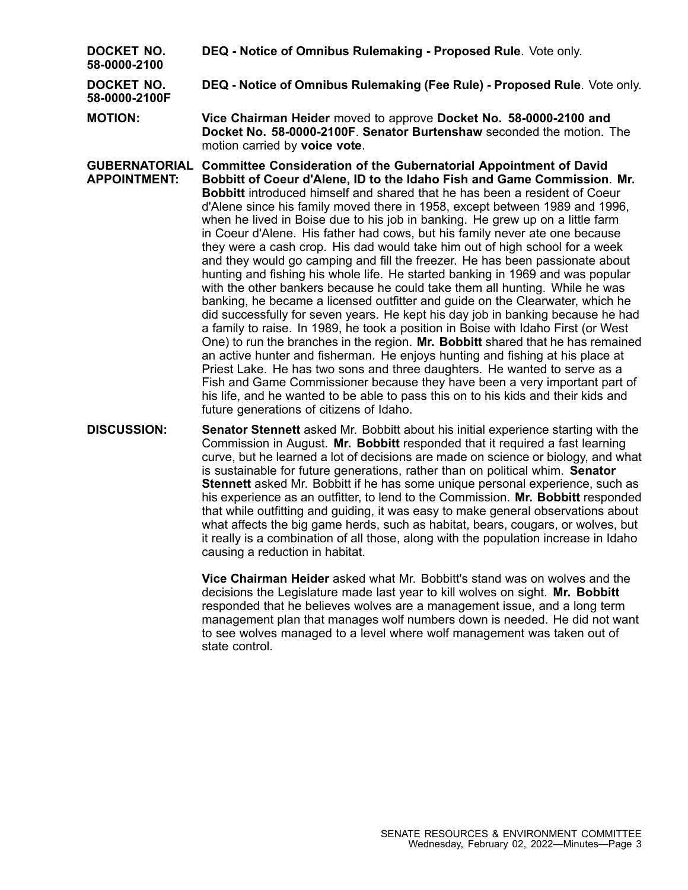**DOCKET NO. 58-0000-2100** **DEQ - Notice of Omnibus Rulemaking - Proposed Rule**. Vote only.

**DOCKET NO. 58-0000-2100F** **DEQ - Notice of Omnibus Rulemaking (Fee Rule) - Proposed Rule**. Vote only.

**MOTION:** **Vice Chairman Heider** moved to approve **Docket No. 58-0000-2100 and Docket No. 58-0000-2100F**. **Senator Burtenshaw** seconded the motion. The motion carried by **voice vote**.

**GUBERNATORIAL APPOINTMENT:** **Committee Consideration of the Gubernatorial Appointment of David Bobbitt of Coeur d'Alene, ID to the Idaho Fish and Game Commission**. **Mr. Bobbitt** introduced himself and shared that he has been a resident of Coeur d'Alene since his family moved there in 1958, except between 1989 and 1996, when he lived in Boise due to his job in banking. He grew up on a little farm in Coeur d'Alene. His father had cows, but his family never ate one because they were a cash crop. His dad would take him out of high school for a week and they would go camping and fill the freezer. He has been passionate about hunting and fishing his whole life. He started banking in 1969 and was popular with the other bankers because he could take them all hunting. While he was banking, he became a licensed outfitter and guide on the Clearwater, which he did successfully for seven years. He kept his day job in banking because he had a family to raise. In 1989, he took a position in Boise with Idaho First (or West One) to run the branches in the region. **Mr. Bobbitt** shared that he has remained an active hunter and fisherman. He enjoys hunting and fishing at his place at Priest Lake. He has two sons and three daughters. He wanted to serve as a Fish and Game Commissioner because they have been a very important part of his life, and he wanted to be able to pass this on to his kids and their kids and future generations of citizens of Idaho.

**DISCUSSION:** **Senator Stennett** asked Mr. Bobbitt about his initial experience starting with the Commission in August. **Mr. Bobbitt** responded that it required a fast learning curve, but he learned a lot of decisions are made on science or biology, and what is sustainable for future generations, rather than on political whim. **Senator Stennett** asked Mr. Bobbitt if he has some unique personal experience, such as his experience as an outfitter, to lend to the Commission. **Mr. Bobbitt** responded that while outfitting and guiding, it was easy to make general observations about what affects the big game herds, such as habitat, bears, cougars, or wolves, but it really is a combination of all those, along with the population increase in Idaho causing a reduction in habitat.

**Vice Chairman Heider** asked what Mr. Bobbitt's stand was on wolves and the decisions the Legislature made last year to kill wolves on sight. **Mr. Bobbitt** responded that he believes wolves are a management issue, and a long term management plan that manages wolf numbers down is needed. He did not want to see wolves managed to a level where wolf management was taken out of state control.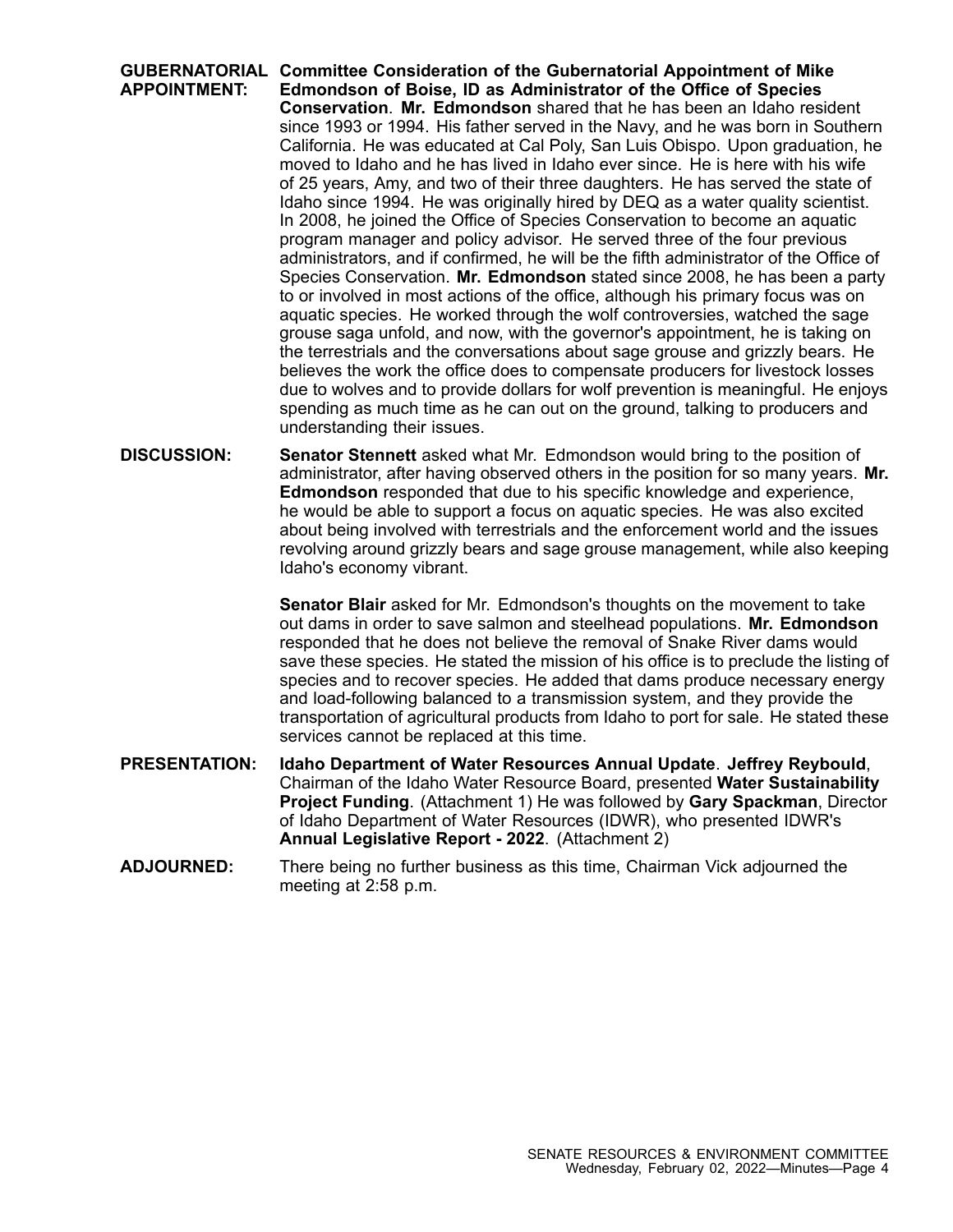**GUBERNATORIAL APPOINTMENT:** **Committee Consideration of the Gubernatorial Appointment of Mike Edmondson of Boise, ID as Administrator of the Office of Species Conservation**. **Mr. Edmondson** shared that he has been an Idaho resident since 1993 or 1994. His father served in the Navy, and he was born in Southern California. He was educated at Cal Poly, San Luis Obispo. Upon graduation, he moved to Idaho and he has lived in Idaho ever since. He is here with his wife of 25 years, Amy, and two of their three daughters. He has served the state of Idaho since 1994. He was originally hired by DEQ as a water quality scientist. In 2008, he joined the Office of Species Conservation to become an aquatic program manager and policy advisor. He served three of the four previous administrators, and if confirmed, he will be the fifth administrator of the Office of Species Conservation. **Mr. Edmondson** stated since 2008, he has been a party to or involved in most actions of the office, although his primary focus was on aquatic species. He worked through the wolf controversies, watched the sage grouse saga unfold, and now, with the governor's appointment, he is taking on the terrestrials and the conversations about sage grouse and grizzly bears. He believes the work the office does to compensate producers for livestock losses due to wolves and to provide dollars for wolf prevention is meaningful. He enjoys spending as much time as he can out on the ground, talking to producers and understanding their issues.

**DISCUSSION:** **Senator Stennett** asked what Mr. Edmondson would bring to the position of administrator, after having observed others in the position for so many years. **Mr. Edmondson** responded that due to his specific knowledge and experience, he would be able to support a focus on aquatic species. He was also excited about being involved with terrestrials and the enforcement world and the issues revolving around grizzly bears and sage grouse management, while also keeping Idaho's economy vibrant.

**Senator Blair** asked for Mr. Edmondson's thoughts on the movement to take out dams in order to save salmon and steelhead populations. **Mr. Edmondson** responded that he does not believe the removal of Snake River dams would save these species. He stated the mission of his office is to preclude the listing of species and to recover species. He added that dams produce necessary energy and load-following balanced to a transmission system, and they provide the transportation of agricultural products from Idaho to port for sale. He stated these services cannot be replaced at this time.

**PRESENTATION:** **Idaho Department of Water Resources Annual Update**. **Jeffrey Raybould**, Chairman of the Idaho Water Resource Board, presented **Water Sustainability Project Funding**. (Attachment 1) He was followed by **Gary Spackman**, Director of Idaho Department of Water Resources (IDWR), who presented IDWR's **Annual Legislative Report - 2022**. (Attachment 2)

**ADJOURNED:** There being no further business as this time, Chairman Vick adjourned the meeting at 2:58 p.m.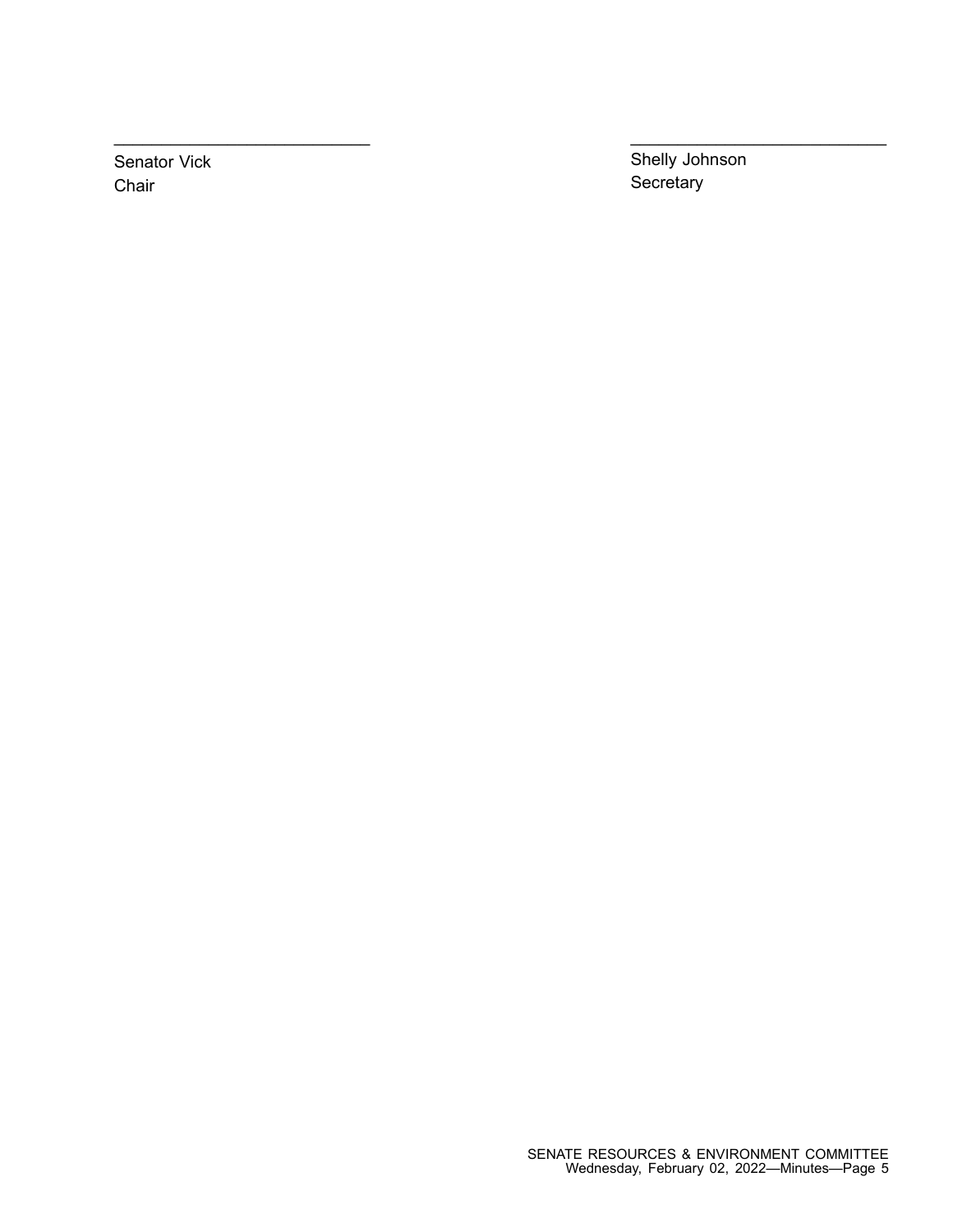\_\_\_\_\_\_\_\_\_\_\_\_\_\_\_\_\_\_\_\_\_\_\_\_\_\_\_\_
Senator Vick
Chair

\_\_\_\_\_\_\_\_\_\_\_\_\_\_\_\_\_\_\_\_\_\_\_\_\_\_\_\_
Shelly Johnson
Secretary